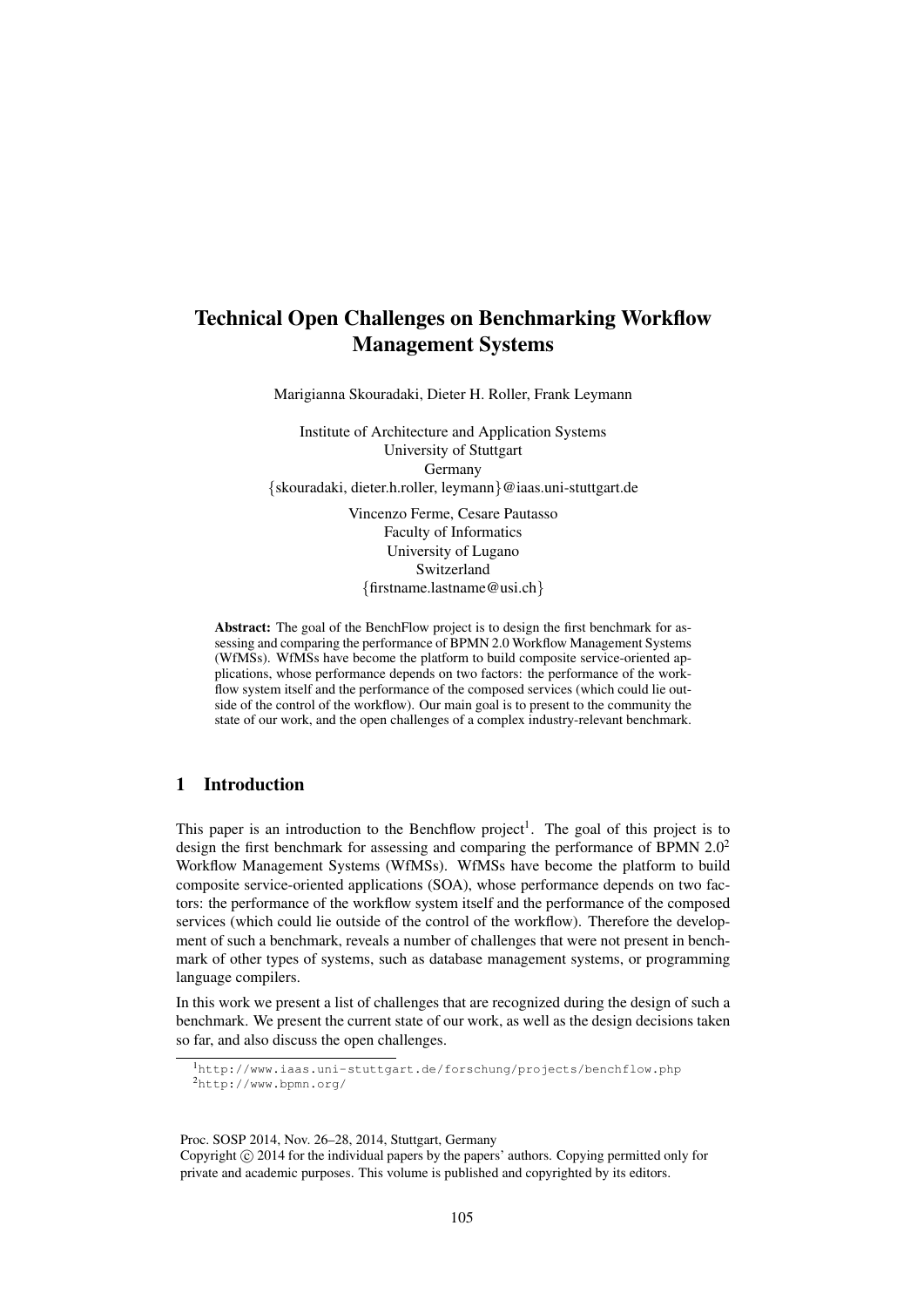# Technical Open Challenges on Benchmarking Workflow Management Systems

Marigianna Skouradaki, Dieter H. Roller, Frank Leymann

Institute of Architecture and Application Systems
University of Stuttgart
Germany
{skouradaki, dieter.h.roller, leymann}@iaas.uni-stuttgart.de

Vincenzo Ferme, Cesare Pautasso
Faculty of Informatics
University of Lugano
Switzerland
{firstname.lastname@usi.ch}

**Abstract:** The goal of the BenchFlow project is to design the first benchmark for assessing and comparing the performance of BPMN 2.0 Workflow Management Systems (WfMSs). WfMSs have become the platform to build composite service-oriented applications, whose performance depends on two factors: the performance of the workflow system itself and the performance of the composed services (which could lie outside of the control of the workflow). Our main goal is to present to the community the state of our work, and the open challenges of a complex industry-relevant benchmark.

## 1 Introduction

This paper is an introduction to the Benchflow project[1]. The goal of this project is to design the first benchmark for assessing and comparing the performance of BPMN 2.0[2] Workflow Management Systems (WfMSs). WfMSs have become the platform to build composite service-oriented applications (SOA), whose performance depends on two factors: the performance of the workflow system itself and the performance of the composed services (which could lie outside of the control of the workflow). Therefore the development of such a benchmark, reveals a number of challenges that were not present in benchmark of other types of systems, such as database management systems, or programming language compilers.

In this work we present a list of challenges that are recognized during the design of such a benchmark. We present the current state of our work, as well as the design decisions taken so far, and also discuss the open challenges.

[1] http://www.iaas.uni-stuttgart.de/forschung/projects/benchflow.php
[2] http://www.bpmn.org/

Proc. SOSP 2014, Nov. 26–28, 2014, Stuttgart, Germany
Copyright © 2014 for the individual papers by the papers' authors. Copying permitted only for private and academic purposes. This volume is published and copyrighted by its editors.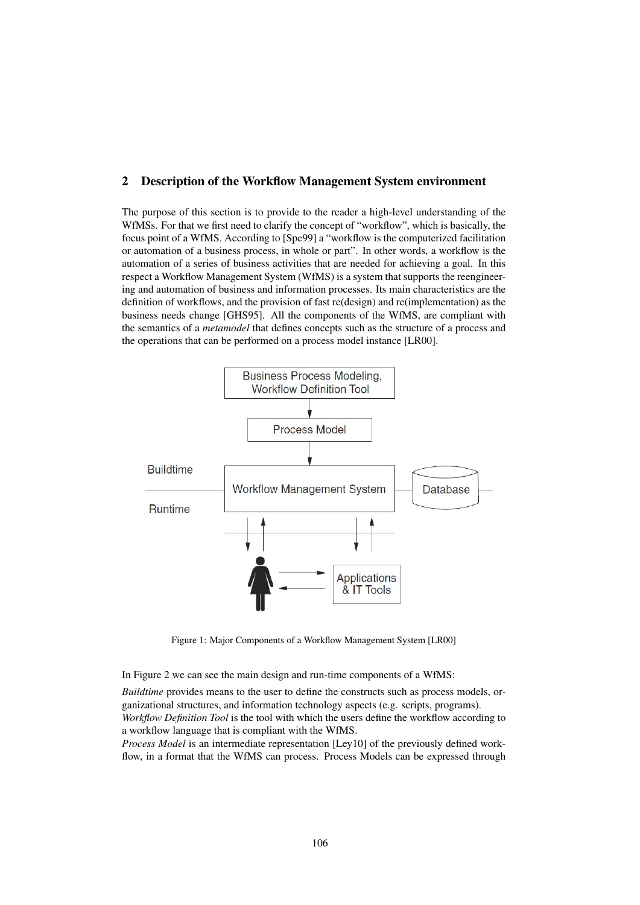## 2 Description of the Workflow Management System environment

The purpose of this section is to provide to the reader a high-level understanding of the WfMSs. For that we first need to clarify the concept of "workflow", which is basically, the focus point of a WfMS. According to [Spe99] a "workflow is the computerized facilitation or automation of a business process, in whole or part". In other words, a workflow is the automation of a series of business activities that are needed for achieving a goal. In this respect a Workflow Management System (WfMS) is a system that supports the reengineering and automation of business and information processes. Its main characteristics are the definition of workflows, and the provision of fast re(design) and re(implementation) as the business needs change [GHS95]. All the components of the WfMS, are compliant with the semantics of a *metamodel* that defines concepts such as the structure of a process and the operations that can be performed on a process model instance [LR00].

Figure 1: Major Components of a Workflow Management System [LR00]

In Figure 2 we can see the main design and run-time components of a WfMS:

*Buildtime* provides means to the user to define the constructs such as process models, organizational structures, and information technology aspects (e.g. scripts, programs).
*Workflow Definition Tool* is the tool with which the users define the workflow according to a workflow language that is compliant with the WfMS.
*Process Model* is an intermediate representation [Ley10] of the previously defined workflow, in a format that the WfMS can process. Process Models can be expressed through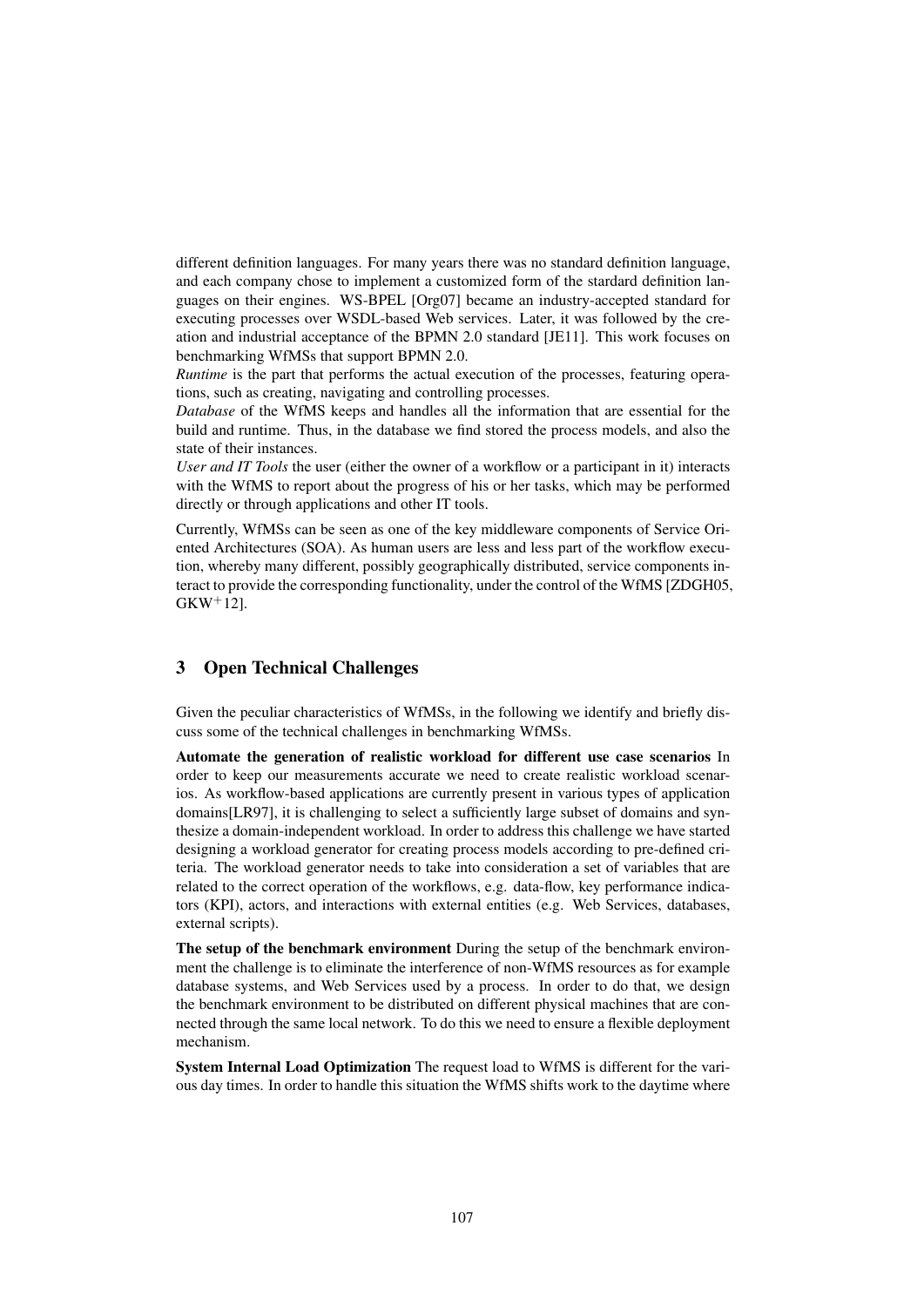different definition languages. For many years there was no standard definition language, and each company chose to implement a customized form of the stardard definition languages on their engines. WS-BPEL [Org07] became an industry-accepted standard for executing processes over WSDL-based Web services. Later, it was followed by the creation and industrial acceptance of the BPMN 2.0 standard [JE11]. This work focuses on benchmarking WfMSs that support BPMN 2.0.

*Runtime* is the part that performs the actual execution of the processes, featuring operations, such as creating, navigating and controlling processes.

*Database* of the WfMS keeps and handles all the information that are essential for the build and runtime. Thus, in the database we find stored the process models, and also the state of their instances.

*User and IT Tools* the user (either the owner of a workflow or a participant in it) interacts with the WfMS to report about the progress of his or her tasks, which may be performed directly or through applications and other IT tools.

Currently, WfMSs can be seen as one of the key middleware components of Service Oriented Architectures (SOA). As human users are less and less part of the workflow execution, whereby many different, possibly geographically distributed, service components interact to provide the corresponding functionality, under the control of the WfMS [ZDGH05, GKW+12].

## 3 Open Technical Challenges

Given the peculiar characteristics of WfMSs, in the following we identify and briefly discuss some of the technical challenges in benchmarking WfMSs.

**Automate the generation of realistic workload for different use case scenarios** In order to keep our measurements accurate we need to create realistic workload scenarios. As workflow-based applications are currently present in various types of application domains[LR97], it is challenging to select a sufficiently large subset of domains and synthesize a domain-independent workload. In order to address this challenge we have started designing a workload generator for creating process models according to pre-defined criteria. The workload generator needs to take into consideration a set of variables that are related to the correct operation of the workflows, e.g. data-flow, key performance indicators (KPI), actors, and interactions with external entities (e.g. Web Services, databases, external scripts).

**The setup of the benchmark environment** During the setup of the benchmark environment the challenge is to eliminate the interference of non-WfMS resources as for example database systems, and Web Services used by a process. In order to do that, we design the benchmark environment to be distributed on different physical machines that are connected through the same local network. To do this we need to ensure a flexible deployment mechanism.

**System Internal Load Optimization** The request load to WfMS is different for the various day times. In order to handle this situation the WfMS shifts work to the daytime where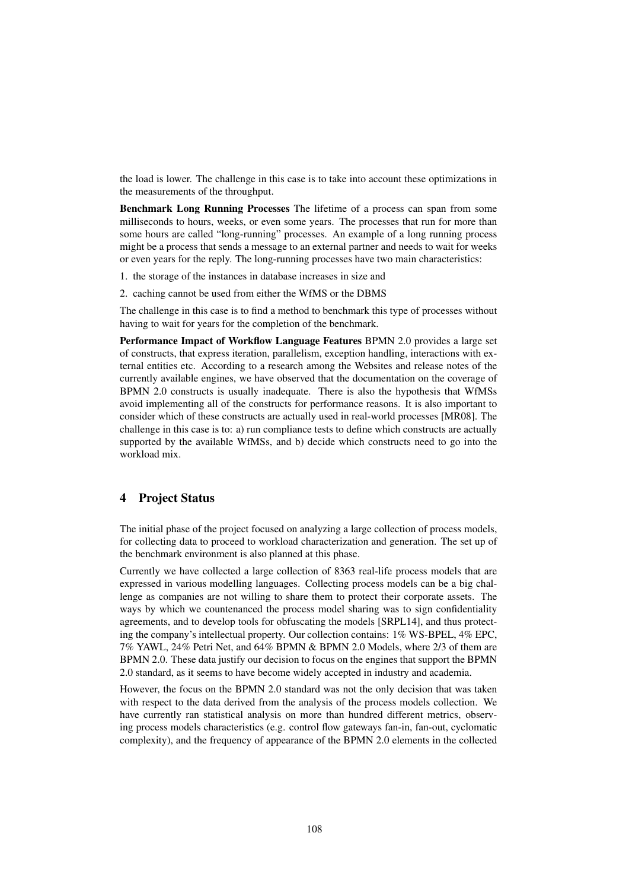the load is lower. The challenge in this case is to take into account these optimizations in the measurements of the throughput.

**Benchmark Long Running Processes** The lifetime of a process can span from some milliseconds to hours, weeks, or even some years. The processes that run for more than some hours are called "long-running" processes. An example of a long running process might be a process that sends a message to an external partner and needs to wait for weeks or even years for the reply. The long-running processes have two main characteristics:

1. the storage of the instances in database increases in size and
2. caching cannot be used from either the WfMS or the DBMS

The challenge in this case is to find a method to benchmark this type of processes without having to wait for years for the completion of the benchmark.

**Performance Impact of Workflow Language Features** BPMN 2.0 provides a large set of constructs, that express iteration, parallelism, exception handling, interactions with external entities etc. According to a research among the Websites and release notes of the currently available engines, we have observed that the documentation on the coverage of BPMN 2.0 constructs is usually inadequate. There is also the hypothesis that WfMSs avoid implementing all of the constructs for performance reasons. It is also important to consider which of these constructs are actually used in real-world processes [MR08]. The challenge in this case is to: a) run compliance tests to define which constructs are actually supported by the available WfMSs, and b) decide which constructs need to go into the workload mix.

## 4 Project Status

The initial phase of the project focused on analyzing a large collection of process models, for collecting data to proceed to workload characterization and generation. The set up of the benchmark environment is also planned at this phase.

Currently we have collected a large collection of 8363 real-life process models that are expressed in various modelling languages. Collecting process models can be a big challenge as companies are not willing to share them to protect their corporate assets. The ways by which we countenanced the process model sharing was to sign confidentiality agreements, and to develop tools for obfuscating the models [SRPL14], and thus protecting the company's intellectual property. Our collection contains: 1% WS-BPEL, 4% EPC, 7% YAWL, 24% Petri Net, and 64% BPMN & BPMN 2.0 Models, where 2/3 of them are BPMN 2.0. These data justify our decision to focus on the engines that support the BPMN 2.0 standard, as it seems to have become widely accepted in industry and academia.

However, the focus on the BPMN 2.0 standard was not the only decision that was taken with respect to the data derived from the analysis of the process models collection. We have currently ran statistical analysis on more than hundred different metrics, observing process models characteristics (e.g. control flow gateways fan-in, fan-out, cyclomatic complexity), and the frequency of appearance of the BPMN 2.0 elements in the collected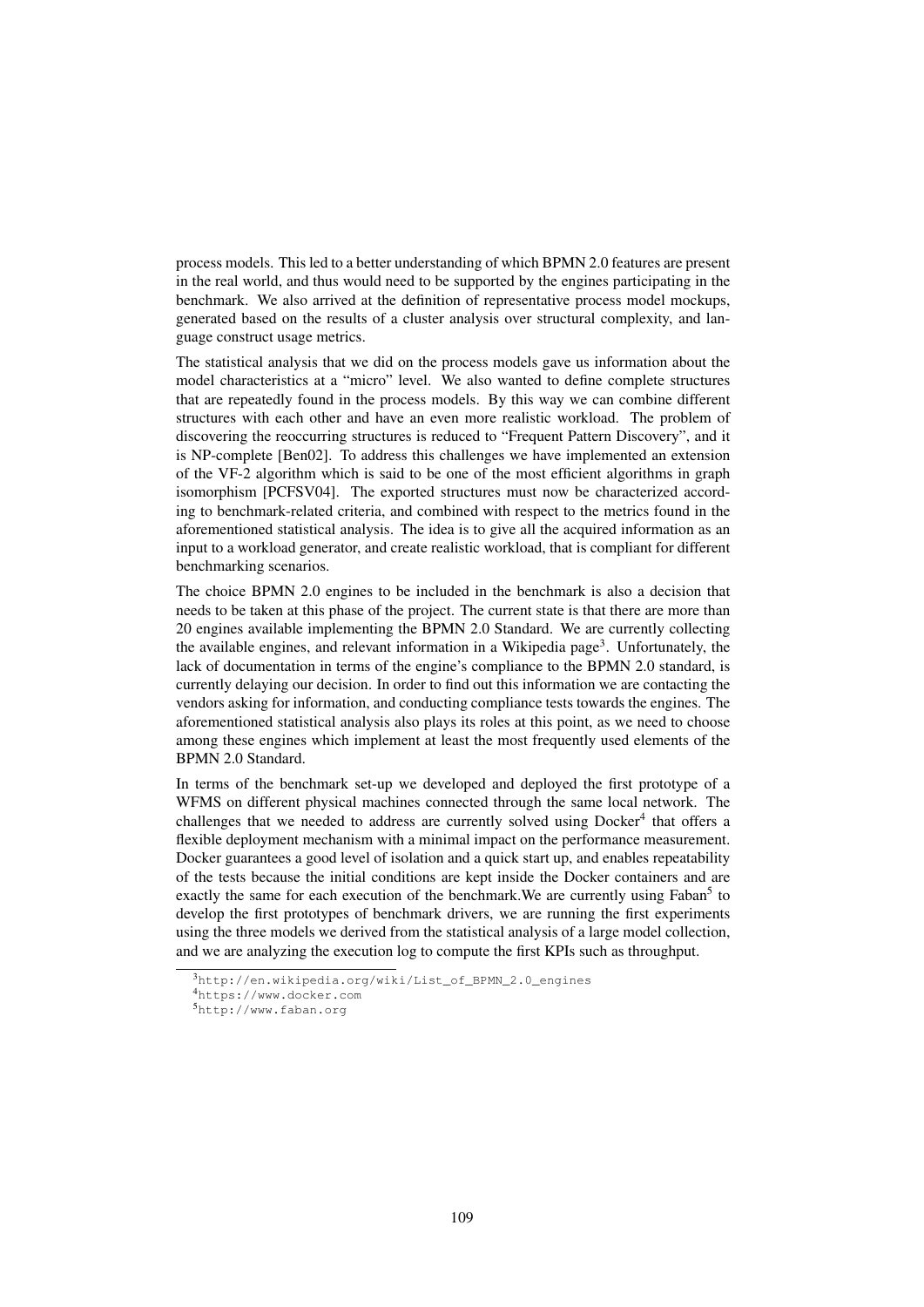process models. This led to a better understanding of which BPMN 2.0 features are present in the real world, and thus would need to be supported by the engines participating in the benchmark. We also arrived at the definition of representative process model mockups, generated based on the results of a cluster analysis over structural complexity, and language construct usage metrics.

The statistical analysis that we did on the process models gave us information about the model characteristics at a "micro" level. We also wanted to define complete structures that are repeatedly found in the process models. By this way we can combine different structures with each other and have an even more realistic workload. The problem of discovering the reoccurring structures is reduced to "Frequent Pattern Discovery", and it is NP-complete [Ben02]. To address this challenges we have implemented an extension of the VF-2 algorithm which is said to be one of the most efficient algorithms in graph isomorphism [PCFSV04]. The exported structures must now be characterized according to benchmark-related criteria, and combined with respect to the metrics found in the aforementioned statistical analysis. The idea is to give all the acquired information as an input to a workload generator, and create realistic workload, that is compliant for different benchmarking scenarios.

The choice BPMN 2.0 engines to be included in the benchmark is also a decision that needs to be taken at this phase of the project. The current state is that there are more than 20 engines available implementing the BPMN 2.0 Standard. We are currently collecting the available engines, and relevant information in a Wikipedia page[3]. Unfortunately, the lack of documentation in terms of the engine's compliance to the BPMN 2.0 standard, is currently delaying our decision. In order to find out this information we are contacting the vendors asking for information, and conducting compliance tests towards the engines. The aforementioned statistical analysis also plays its roles at this point, as we need to choose among these engines which implement at least the most frequently used elements of the BPMN 2.0 Standard.

In terms of the benchmark set-up we developed and deployed the first prototype of a WFMS on different physical machines connected through the same local network. The challenges that we needed to address are currently solved using Docker[4] that offers a flexible deployment mechanism with a minimal impact on the performance measurement. Docker guarantees a good level of isolation and a quick start up, and enables repeatability of the tests because the initial conditions are kept inside the Docker containers and are exactly the same for each execution of the benchmark.We are currently using Faban[5] to develop the first prototypes of benchmark drivers, we are running the first experiments using the three models we derived from the statistical analysis of a large model collection, and we are analyzing the execution log to compute the first KPIs such as throughput.

[3] http://en.wikipedia.org/wiki/List_of_BPMN_2.0_engines

[4] https://www.docker.com

[5] http://www.faban.org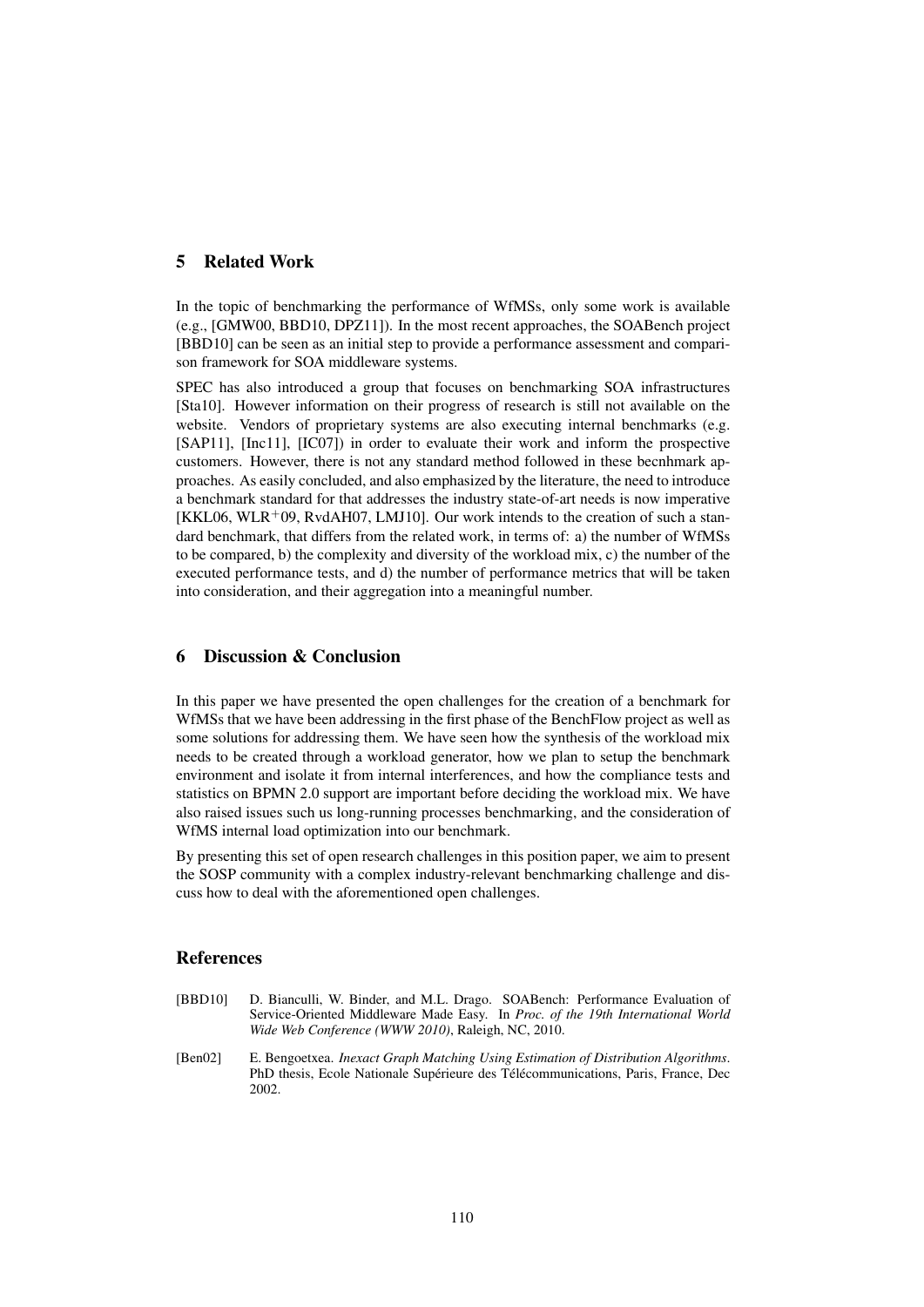## 5 Related Work

In the topic of benchmarking the performance of WfMSs, only some work is available (e.g., [GMW00, BBD10, DPZ11]). In the most recent approaches, the SOABench project [BBD10] can be seen as an initial step to provide a performance assessment and comparison framework for SOA middleware systems.

SPEC has also introduced a group that focuses on benchmarking SOA infrastructures [Sta10]. However information on their progress of research is still not available on the website. Vendors of proprietary systems are also executing internal benchmarks (e.g. [SAP11], [Inc11], [IC07]) in order to evaluate their work and inform the prospective customers. However, there is not any standard method followed in these becnhmark approaches. As easily concluded, and also emphasized by the literature, the need to introduce a benchmark standard for that addresses the industry state-of-art needs is now imperative [KKL06, WLR$^{+}$09, RvdAH07, LMJ10]. Our work intends to the creation of such a standard benchmark, that differs from the related work, in terms of: a) the number of WfMSs to be compared, b) the complexity and diversity of the workload mix, c) the number of the executed performance tests, and d) the number of performance metrics that will be taken into consideration, and their aggregation into a meaningful number.

## 6 Discussion & Conclusion

In this paper we have presented the open challenges for the creation of a benchmark for WfMSs that we have been addressing in the first phase of the BenchFlow project as well as some solutions for addressing them. We have seen how the synthesis of the workload mix needs to be created through a workload generator, how we plan to setup the benchmark environment and isolate it from internal interferences, and how the compliance tests and statistics on BPMN 2.0 support are important before deciding the workload mix. We have also raised issues such us long-running processes benchmarking, and the consideration of WfMS internal load optimization into our benchmark.

By presenting this set of open research challenges in this position paper, we aim to present the SOSP community with a complex industry-relevant benchmarking challenge and discuss how to deal with the aforementioned open challenges.

## References

[BBD10] D. Bianculli, W. Binder, and M.L. Drago. SOABench: Performance Evaluation of Service-Oriented Middleware Made Easy. In *Proc. of the 19th International World Wide Web Conference (WWW 2010)*, Raleigh, NC, 2010.

[Ben02] E. Bengoetxea. *Inexact Graph Matching Using Estimation of Distribution Algorithms*. PhD thesis, Ecole Nationale Supérieure des Télécommunications, Paris, France, Dec 2002.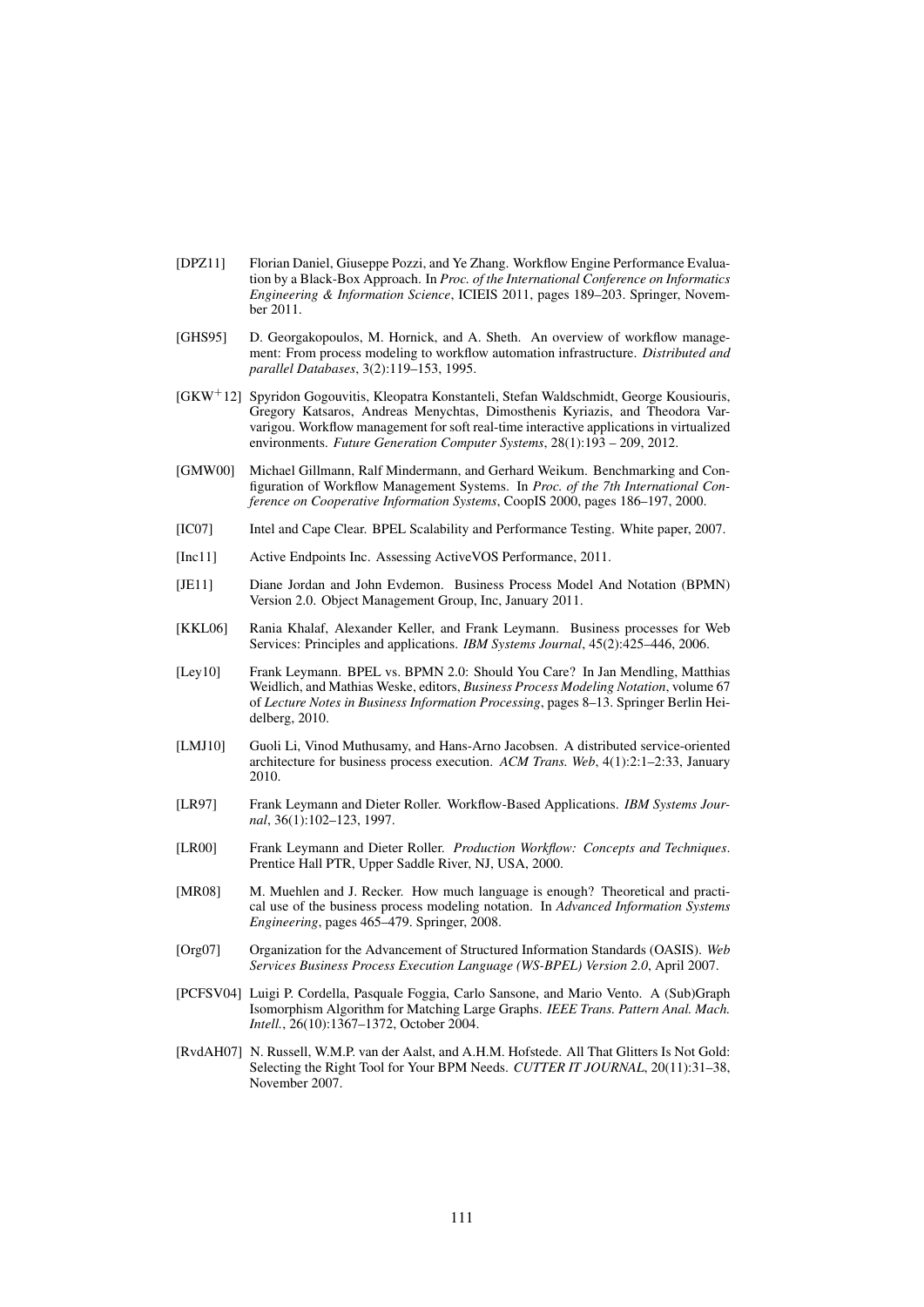[DPZ11] Florian Daniel, Giuseppe Pozzi, and Ye Zhang. Workflow Engine Performance Evaluation by a Black-Box Approach. In *Proc. of the International Conference on Informatics Engineering & Information Science*, ICIEIS 2011, pages 189–203. Springer, November 2011.

[GHS95] D. Georgakopoulos, M. Hornick, and A. Sheth. An overview of workflow management: From process modeling to workflow automation infrastructure. *Distributed and parallel Databases*, 3(2):119–153, 1995.

[GKW$^+$12] Spyridon Gogouvitis, Kleopatra Konstanteli, Stefan Waldschmidt, George Kousiouris, Gregory Katsaros, Andreas Menychtas, Dimosthenis Kyriazis, and Theodora Varvarigou. Workflow management for soft real-time interactive applications in virtualized environments. *Future Generation Computer Systems*, 28(1):193 – 209, 2012.

[GMW00] Michael Gillmann, Ralf Mindermann, and Gerhard Weikum. Benchmarking and Configuration of Workflow Management Systems. In *Proc. of the 7th International Conference on Cooperative Information Systems*, CoopIS 2000, pages 186–197, 2000.

[IC07] Intel and Cape Clear. BPEL Scalability and Performance Testing. White paper, 2007.

[Inc11] Active Endpoints Inc. Assessing ActiveVOS Performance, 2011.

[JE11] Diane Jordan and John Evdemon. Business Process Model And Notation (BPMN) Version 2.0. Object Management Group, Inc, January 2011.

[KKL06] Rania Khalaf, Alexander Keller, and Frank Leymann. Business processes for Web Services: Principles and applications. *IBM Systems Journal*, 45(2):425–446, 2006.

[Ley10] Frank Leymann. BPEL vs. BPMN 2.0: Should You Care? In Jan Mendling, Matthias Weidlich, and Mathias Weske, editors, *Business Process Modeling Notation*, volume 67 of *Lecture Notes in Business Information Processing*, pages 8–13. Springer Berlin Heidelberg, 2010.

[LMJ10] Guoli Li, Vinod Muthusamy, and Hans-Arno Jacobsen. A distributed service-oriented architecture for business process execution. *ACM Trans. Web*, 4(1):2:1–2:33, January 2010.

[LR97] Frank Leymann and Dieter Roller. Workflow-Based Applications. *IBM Systems Journal*, 36(1):102–123, 1997.

[LR00] Frank Leymann and Dieter Roller. *Production Workflow: Concepts and Techniques*. Prentice Hall PTR, Upper Saddle River, NJ, USA, 2000.

[MR08] M. Muehlen and J. Recker. How much language is enough? Theoretical and practical use of the business process modeling notation. In *Advanced Information Systems Engineering*, pages 465–479. Springer, 2008.

[Org07] Organization for the Advancement of Structured Information Standards (OASIS). *Web Services Business Process Execution Language (WS-BPEL) Version 2.0*, April 2007.

[PCFSV04] Luigi P. Cordella, Pasquale Foggia, Carlo Sansone, and Mario Vento. A (Sub)Graph Isomorphism Algorithm for Matching Large Graphs. *IEEE Trans. Pattern Anal. Mach. Intell.*, 26(10):1367–1372, October 2004.

[RvdAH07] N. Russell, W.M.P. van der Aalst, and A.H.M. Hofstede. All That Glitters Is Not Gold: Selecting the Right Tool for Your BPM Needs. *CUTTER IT JOURNAL*, 20(11):31–38, November 2007.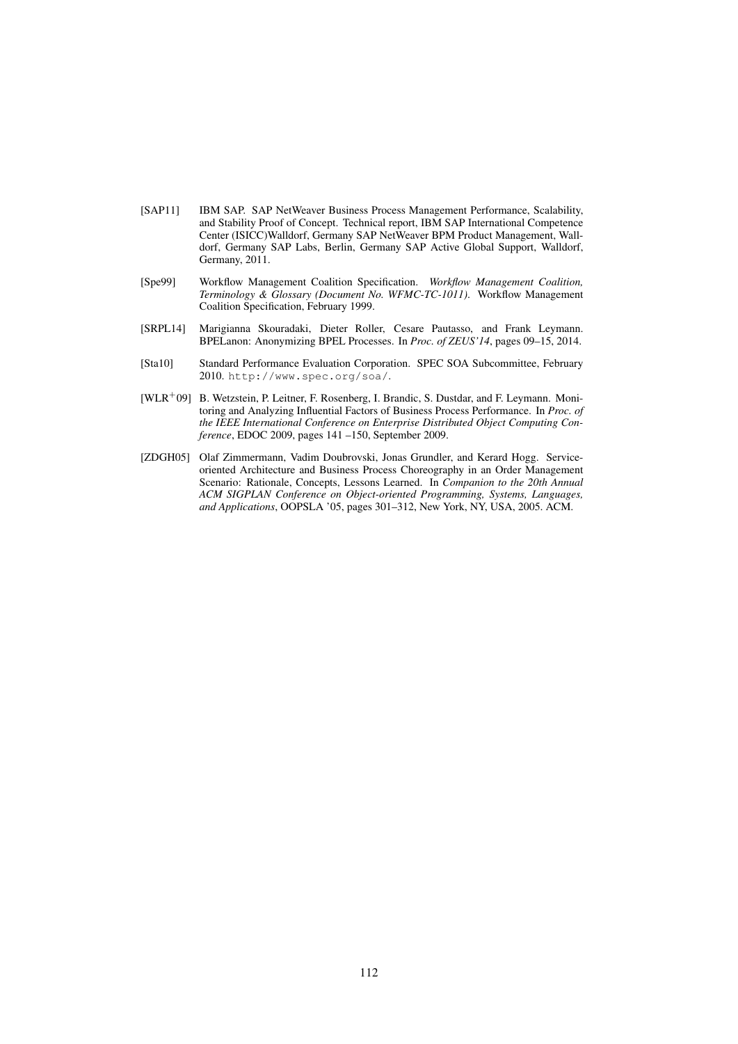[SAP11] IBM SAP. SAP NetWeaver Business Process Management Performance, Scalability, and Stability Proof of Concept. Technical report, IBM SAP International Competence Center (ISICC)Walldorf, Germany SAP NetWeaver BPM Product Management, Walldorf, Germany SAP Labs, Berlin, Germany SAP Active Global Support, Walldorf, Germany, 2011.

[Spe99] Workflow Management Coalition Specification. *Workflow Management Coalition, Terminology & Glossary (Document No. WFMC-TC-1011)*. Workflow Management Coalition Specification, February 1999.

[SRPL14] Marigianna Skouradaki, Dieter Roller, Cesare Pautasso, and Frank Leymann. BPELanon: Anonymizing BPEL Processes. In *Proc. of ZEUS'14*, pages 09–15, 2014.

[Sta10] Standard Performance Evaluation Corporation. SPEC SOA Subcommittee, February 2010. `http://www.spec.org/soa/`.

[WLR+09] B. Wetzstein, P. Leitner, F. Rosenberg, I. Brandic, S. Dustdar, and F. Leymann. Monitoring and Analyzing Influential Factors of Business Process Performance. In *Proc. of the IEEE International Conference on Enterprise Distributed Object Computing Conference*, EDOC 2009, pages 141 –150, September 2009.

[ZDGH05] Olaf Zimmermann, Vadim Doubrovski, Jonas Grundler, and Kerard Hogg. Service-oriented Architecture and Business Process Choreography in an Order Management Scenario: Rationale, Concepts, Lessons Learned. In *Companion to the 20th Annual ACM SIGPLAN Conference on Object-oriented Programming, Systems, Languages, and Applications*, OOPSLA '05, pages 301–312, New York, NY, USA, 2005. ACM.